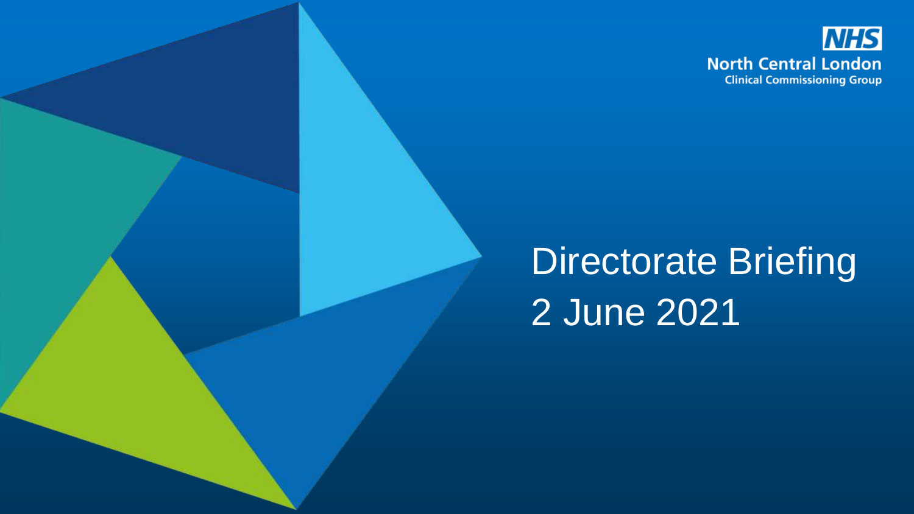NHS
North Central London
Clinical Commissioning Group

# Directorate Briefing
2 June 2021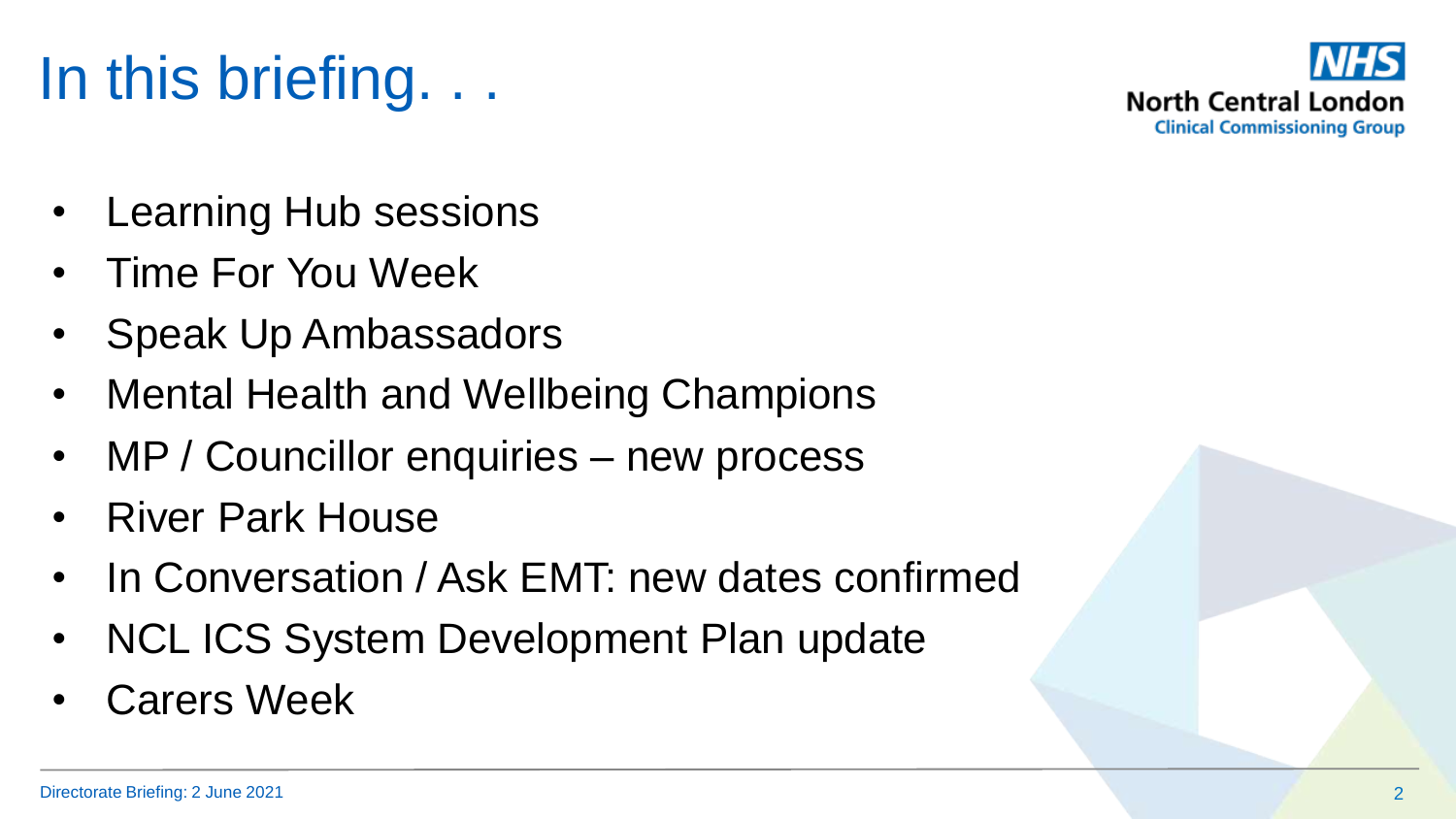# In this briefing. . .

- Learning Hub sessions
- Time For You Week
- Speak Up Ambassadors
- Mental Health and Wellbeing Champions
- MP / Councillor enquiries – new process
- River Park House
- In Conversation / Ask EMT: new dates confirmed
- NCL ICS System Development Plan update
- Carers Week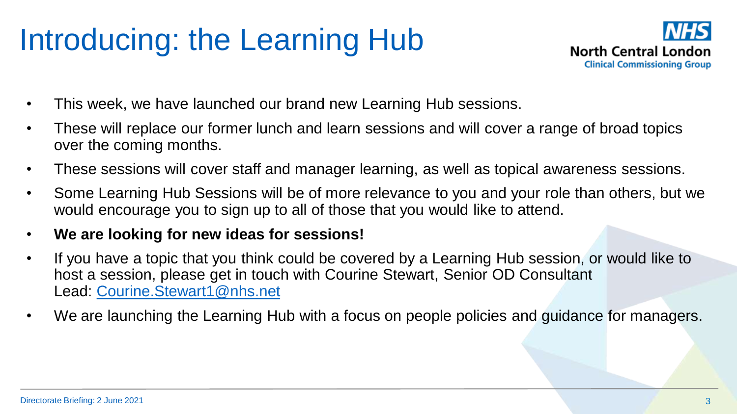# Introducing: the Learning Hub

- This week, we have launched our brand new Learning Hub sessions.
- These will replace our former lunch and learn sessions and will cover a range of broad topics over the coming months.
- These sessions will cover staff and manager learning, as well as topical awareness sessions.
- Some Learning Hub Sessions will be of more relevance to you and your role than others, but we would encourage you to sign up to all of those that you would like to attend.
- **We are looking for new ideas for sessions!**
- If you have a topic that you think could be covered by a Learning Hub session, or would like to host a session, please get in touch with Courine Stewart, Senior OD Consultant Lead: Courine.Stewart1@nhs.net
- We are launching the Learning Hub with a focus on people policies and guidance for managers.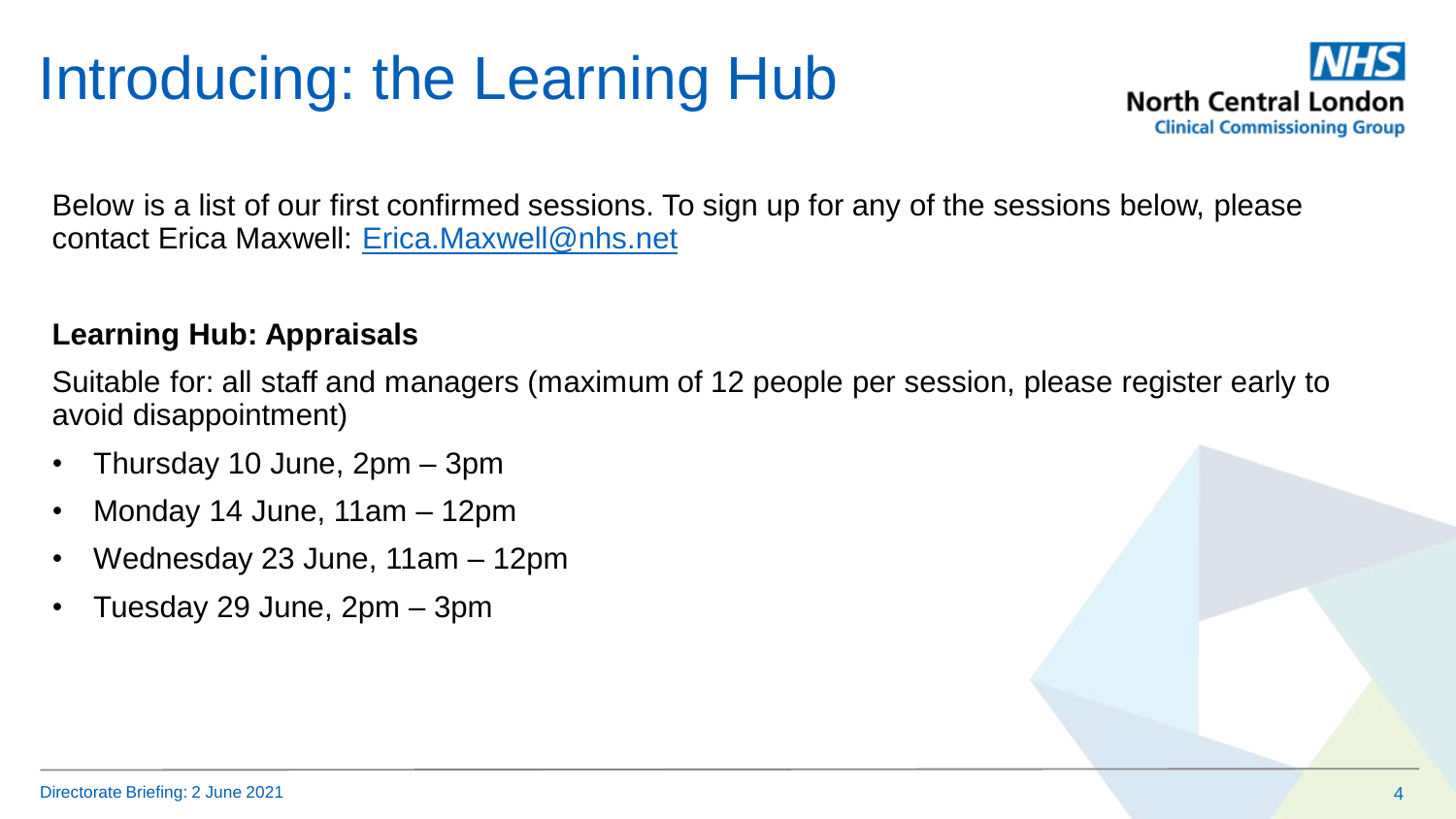# Introducing: the Learning Hub

Below is a list of our first confirmed sessions. To sign up for any of the sessions below, please contact Erica Maxwell: Erica.Maxwell@nhs.net

**Learning Hub: Appraisals**

Suitable for: all staff and managers (maximum of 12 people per session, please register early to avoid disappointment)

- Thursday 10 June, 2pm – 3pm
- Monday 14 June, 11am – 12pm
- Wednesday 23 June, 11am – 12pm
- Tuesday 29 June, 2pm – 3pm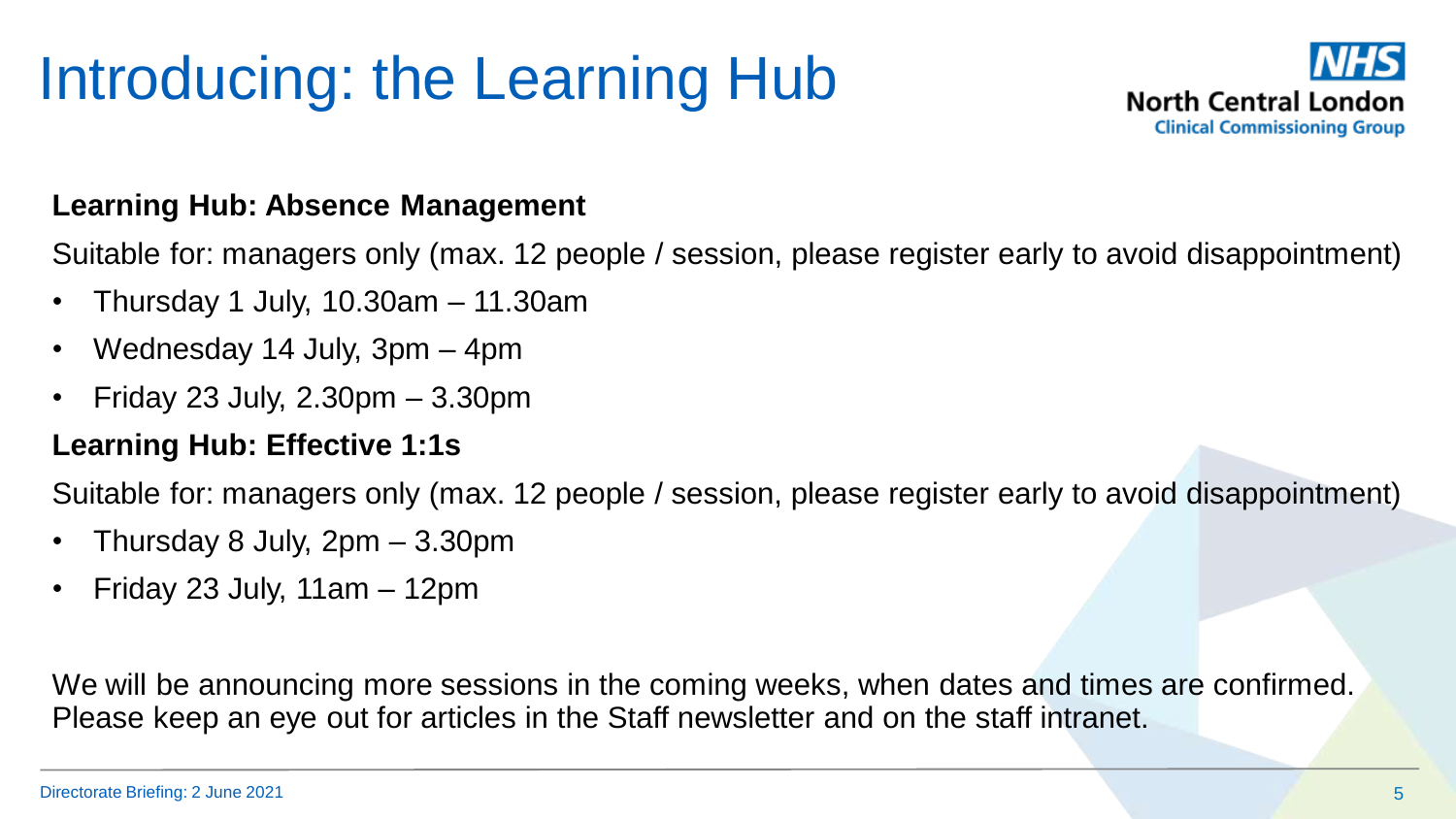# Introducing: the Learning Hub

**Learning Hub: Absence Management**

Suitable for: managers only (max. 12 people / session, please register early to avoid disappointment)

- Thursday 1 July, 10.30am – 11.30am
- Wednesday 14 July, 3pm – 4pm
- Friday 23 July, 2.30pm – 3.30pm

**Learning Hub: Effective 1:1s**

Suitable for: managers only (max. 12 people / session, please register early to avoid disappointment)

- Thursday 8 July, 2pm – 3.30pm
- Friday 23 July, 11am – 12pm

We will be announcing more sessions in the coming weeks, when dates and times are confirmed. Please keep an eye out for articles in the Staff newsletter and on the staff intranet.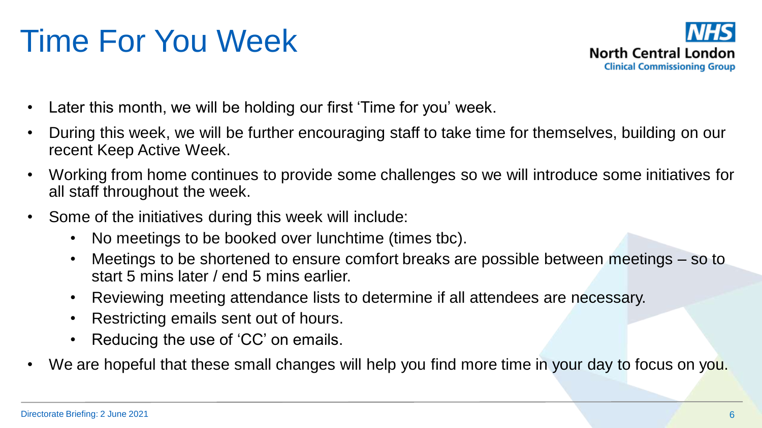# Time For You Week

- Later this month, we will be holding our first 'Time for you' week.
- During this week, we will be further encouraging staff to take time for themselves, building on our recent Keep Active Week.
- Working from home continues to provide some challenges so we will introduce some initiatives for all staff throughout the week.
- Some of the initiatives during this week will include:
  - No meetings to be booked over lunchtime (times tbc).
  - Meetings to be shortened to ensure comfort breaks are possible between meetings – so to start 5 mins later / end 5 mins earlier.
  - Reviewing meeting attendance lists to determine if all attendees are necessary.
  - Restricting emails sent out of hours.
  - Reducing the use of 'CC' on emails.
- We are hopeful that these small changes will help you find more time in your day to focus on you.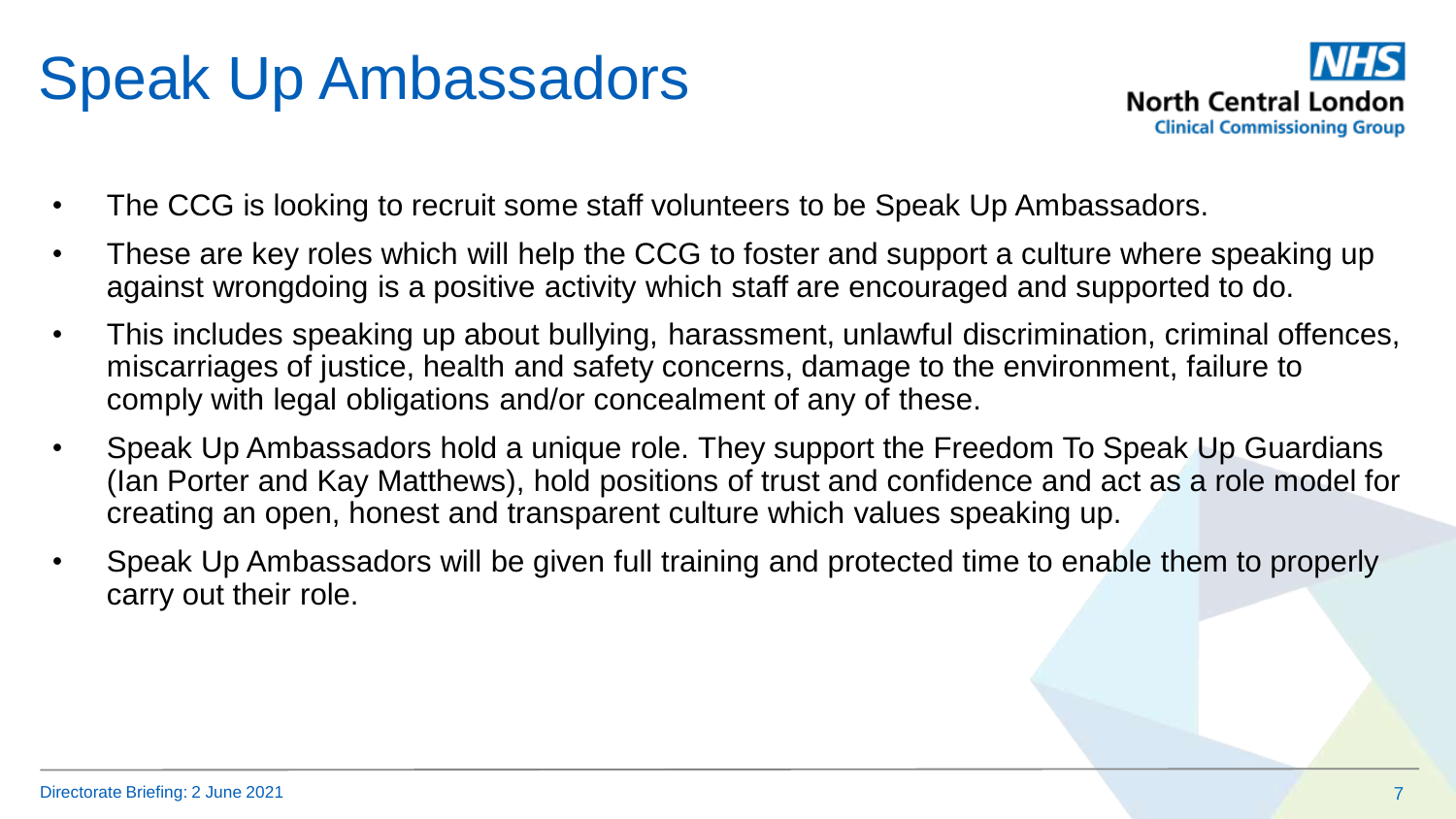# Speak Up Ambassadors

NHS North Central London Clinical Commissioning Group

- The CCG is looking to recruit some staff volunteers to be Speak Up Ambassadors.
- These are key roles which will help the CCG to foster and support a culture where speaking up against wrongdoing is a positive activity which staff are encouraged and supported to do.
- This includes speaking up about bullying, harassment, unlawful discrimination, criminal offences, miscarriages of justice, health and safety concerns, damage to the environment, failure to comply with legal obligations and/or concealment of any of these.
- Speak Up Ambassadors hold a unique role. They support the Freedom To Speak Up Guardians (Ian Porter and Kay Matthews), hold positions of trust and confidence and act as a role model for creating an open, honest and transparent culture which values speaking up.
- Speak Up Ambassadors will be given full training and protected time to enable them to properly carry out their role.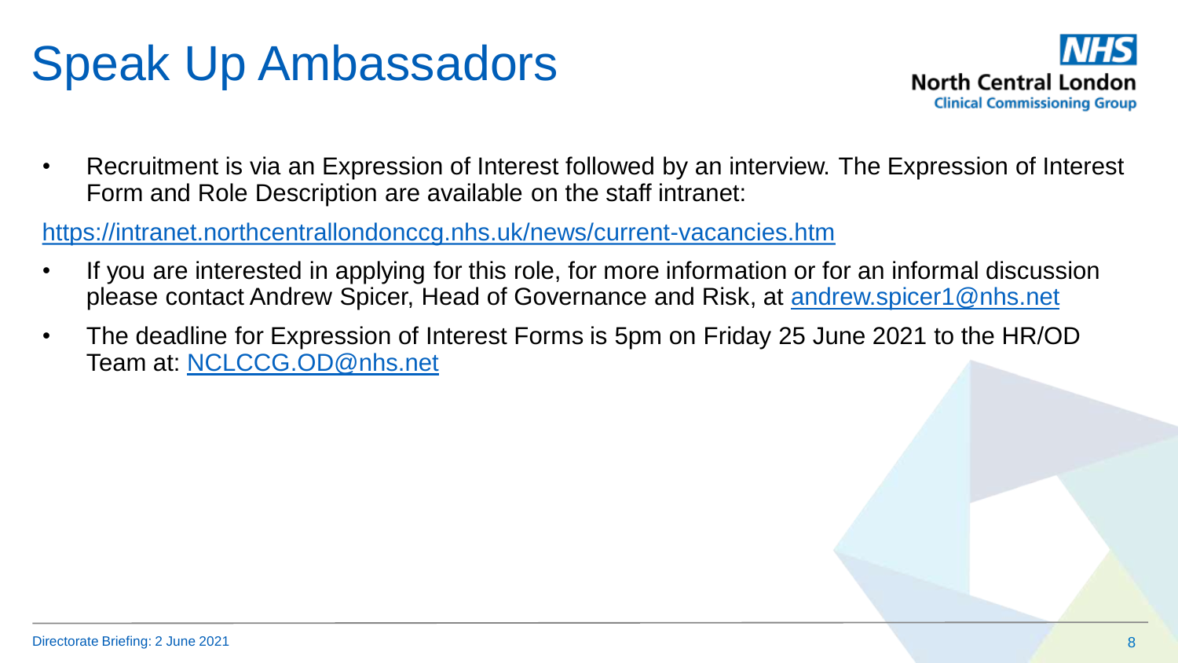# Speak Up Ambassadors

- Recruitment is via an Expression of Interest followed by an interview. The Expression of Interest Form and Role Description are available on the staff intranet:

https://intranet.northcentrallondonccg.nhs.uk/news/current-vacancies.htm

- If you are interested in applying for this role, for more information or for an informal discussion please contact Andrew Spicer, Head of Governance and Risk, at andrew.spicer1@nhs.net
- The deadline for Expression of Interest Forms is 5pm on Friday 25 June 2021 to the HR/OD Team at: NCLCCG.OD@nhs.net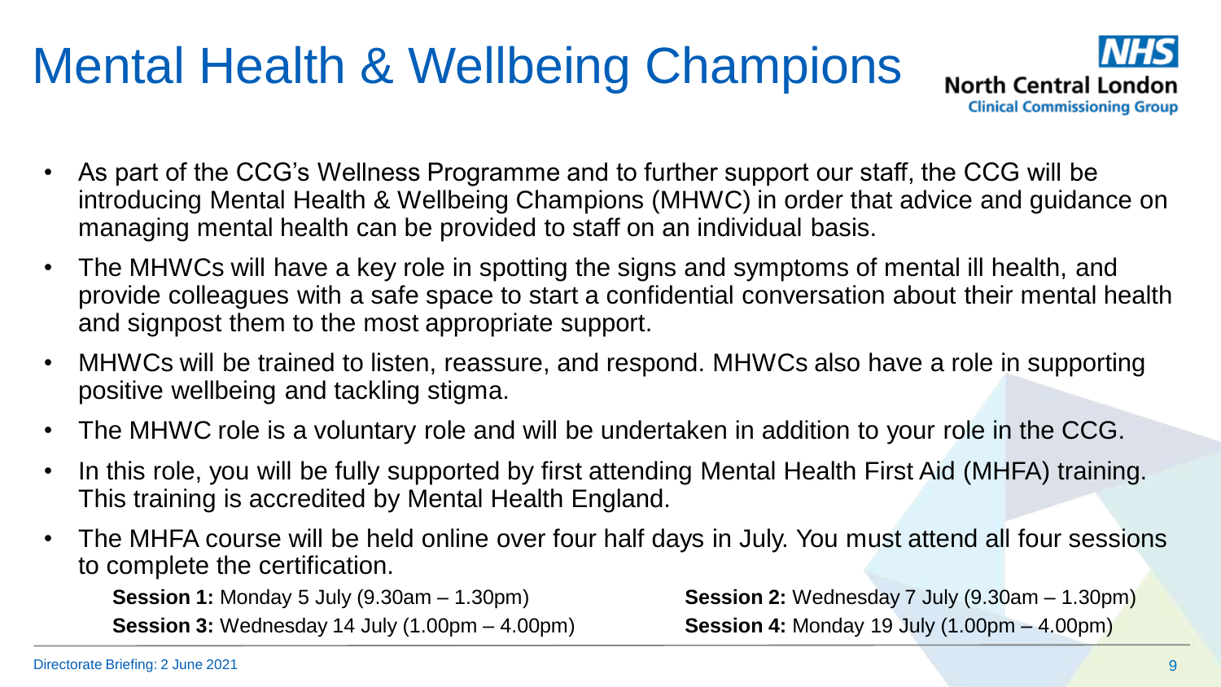# Mental Health & Wellbeing Champions

NHS North Central London Clinical Commissioning Group

- As part of the CCG's Wellness Programme and to further support our staff, the CCG will be introducing Mental Health & Wellbeing Champions (MHWC) in order that advice and guidance on managing mental health can be provided to staff on an individual basis.
- The MHWCs will have a key role in spotting the signs and symptoms of mental ill health, and provide colleagues with a safe space to start a confidential conversation about their mental health and signpost them to the most appropriate support.
- MHWCs will be trained to listen, reassure, and respond. MHWCs also have a role in supporting positive wellbeing and tackling stigma.
- The MHWC role is a voluntary role and will be undertaken in addition to your role in the CCG.
- In this role, you will be fully supported by first attending Mental Health First Aid (MHFA) training. This training is accredited by Mental Health England.
- The MHFA course will be held online over four half days in July. You must attend all four sessions to complete the certification.

  **Session 1:** Monday 5 July (9.30am – 1.30pm)
  **Session 2:** Wednesday 7 July (9.30am – 1.30pm)
  **Session 3:** Wednesday 14 July (1.00pm – 4.00pm)
  **Session 4:** Monday 19 July (1.00pm – 4.00pm)

Directorate Briefing: 2 June 2021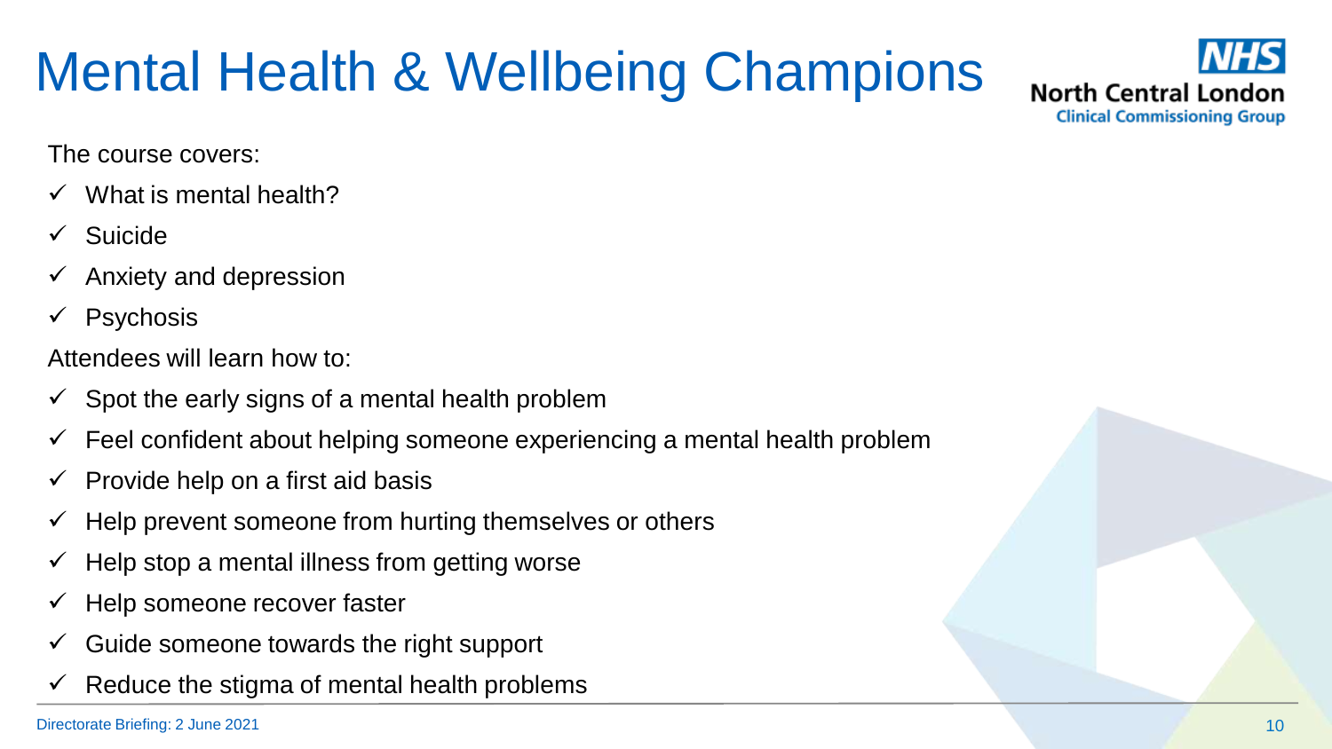# Mental Health & Wellbeing Champions

The course covers:

- ✓ What is mental health?
- ✓ Suicide
- ✓ Anxiety and depression
- ✓ Psychosis

Attendees will learn how to:

- ✓ Spot the early signs of a mental health problem
- ✓ Feel confident about helping someone experiencing a mental health problem
- ✓ Provide help on a first aid basis
- ✓ Help prevent someone from hurting themselves or others
- ✓ Help stop a mental illness from getting worse
- ✓ Help someone recover faster
- ✓ Guide someone towards the right support
- ✓ Reduce the stigma of mental health problems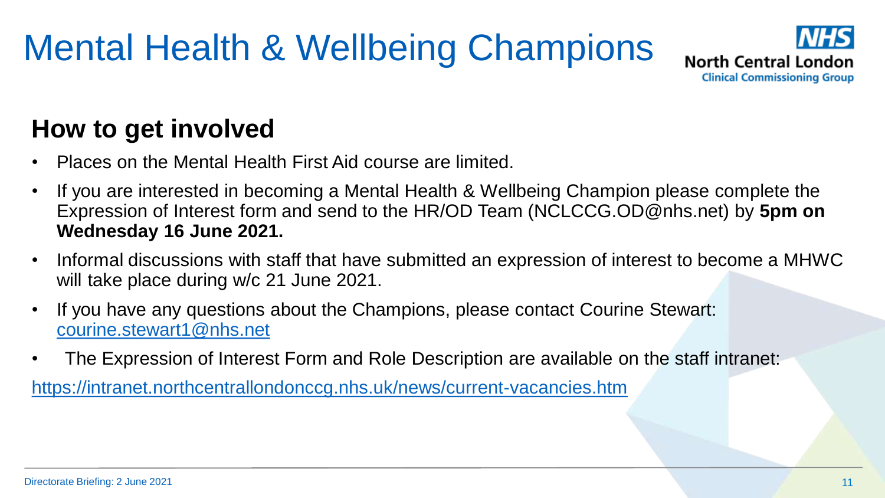# Mental Health & Wellbeing Champions

NHS North Central London Clinical Commissioning Group

## How to get involved

- Places on the Mental Health First Aid course are limited.
- If you are interested in becoming a Mental Health & Wellbeing Champion please complete the Expression of Interest form and send to the HR/OD Team (NCLCCG.OD@nhs.net) by **5pm on Wednesday 16 June 2021.**
- Informal discussions with staff that have submitted an expression of interest to become a MHWC will take place during w/c 21 June 2021.
- If you have any questions about the Champions, please contact Courine Stewart: courine.stewart1@nhs.net
- The Expression of Interest Form and Role Description are available on the staff intranet:

https://intranet.northcentrallondonccg.nhs.uk/news/current-vacancies.htm

Directorate Briefing: 2 June 2021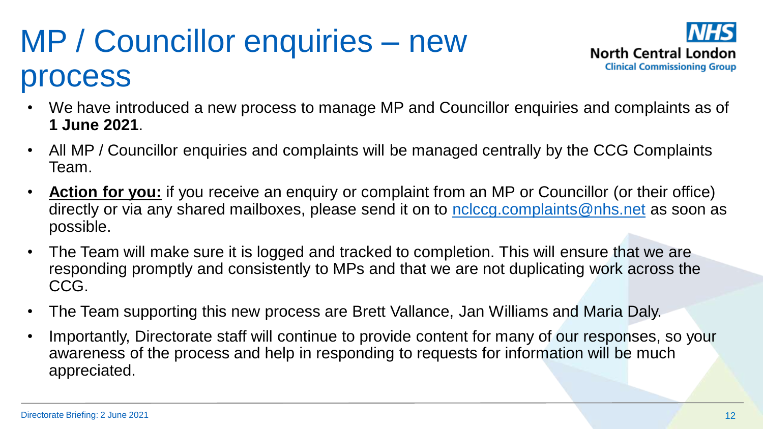# MP / Councillor enquiries – new process

- We have introduced a new process to manage MP and Councillor enquiries and complaints as of **1 June 2021**.
- All MP / Councillor enquiries and complaints will be managed centrally by the CCG Complaints Team.
- **Action for you:** if you receive an enquiry or complaint from an MP or Councillor (or their office) directly or via any shared mailboxes, please send it on to nclccg.complaints@nhs.net as soon as possible.
- The Team will make sure it is logged and tracked to completion. This will ensure that we are responding promptly and consistently to MPs and that we are not duplicating work across the CCG.
- The Team supporting this new process are Brett Vallance, Jan Williams and Maria Daly.
- Importantly, Directorate staff will continue to provide content for many of our responses, so your awareness of the process and help in responding to requests for information will be much appreciated.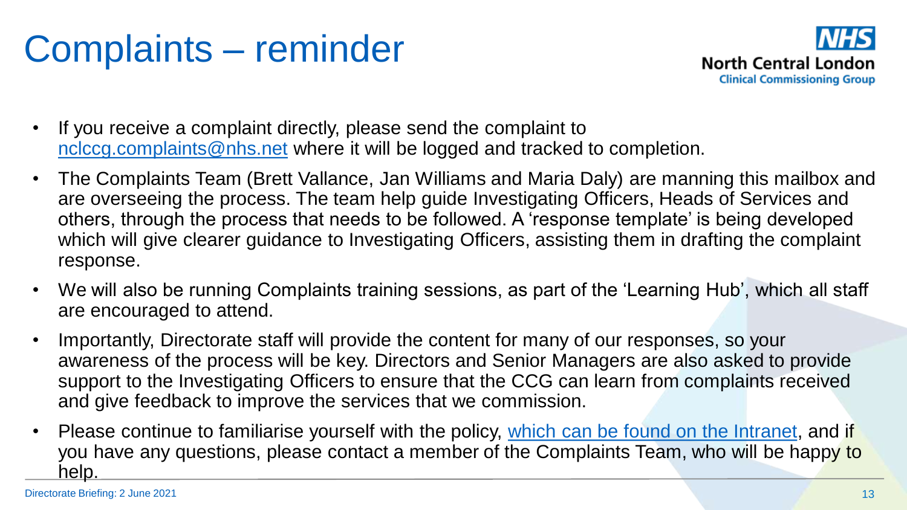# Complaints – reminder

- If you receive a complaint directly, please send the complaint to nclccg.complaints@nhs.net where it will be logged and tracked to completion.
- The Complaints Team (Brett Vallance, Jan Williams and Maria Daly) are manning this mailbox and are overseeing the process. The team help guide Investigating Officers, Heads of Services and others, through the process that needs to be followed. A 'response template' is being developed which will give clearer guidance to Investigating Officers, assisting them in drafting the complaint response.
- We will also be running Complaints training sessions, as part of the 'Learning Hub', which all staff are encouraged to attend.
- Importantly, Directorate staff will provide the content for many of our responses, so your awareness of the process will be key. Directors and Senior Managers are also asked to provide support to the Investigating Officers to ensure that the CCG can learn from complaints received and give feedback to improve the services that we commission.
- Please continue to familiarise yourself with the policy, which can be found on the Intranet, and if you have any questions, please contact a member of the Complaints Team, who will be happy to help.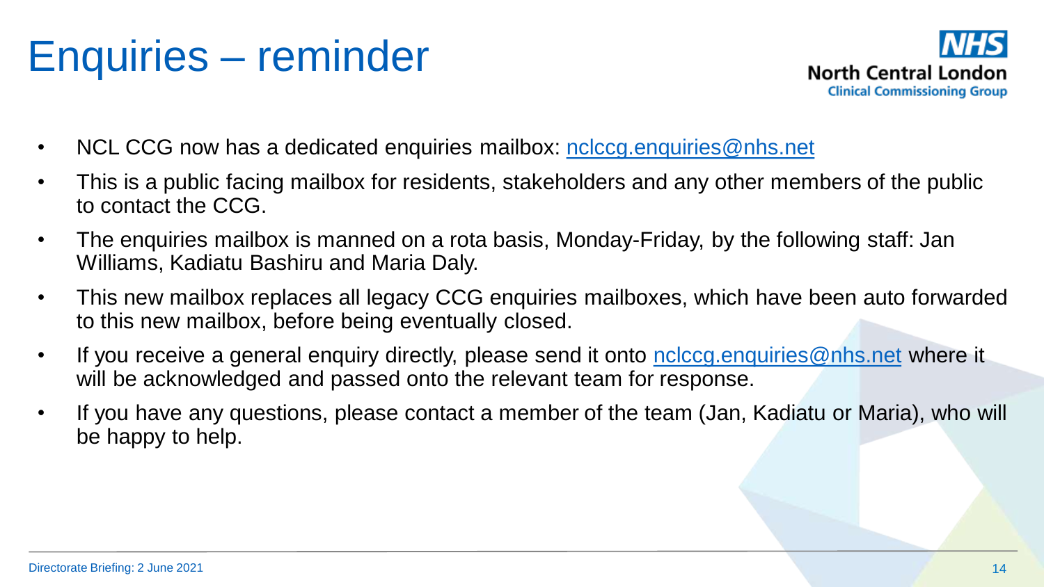# Enquiries – reminder

- NCL CCG now has a dedicated enquiries mailbox: nclccg.enquiries@nhs.net
- This is a public facing mailbox for residents, stakeholders and any other members of the public to contact the CCG.
- The enquiries mailbox is manned on a rota basis, Monday-Friday, by the following staff: Jan Williams, Kadiatu Bashiru and Maria Daly.
- This new mailbox replaces all legacy CCG enquiries mailboxes, which have been auto forwarded to this new mailbox, before being eventually closed.
- If you receive a general enquiry directly, please send it onto nclccg.enquiries@nhs.net where it will be acknowledged and passed onto the relevant team for response.
- If you have any questions, please contact a member of the team (Jan, Kadiatu or Maria), who will be happy to help.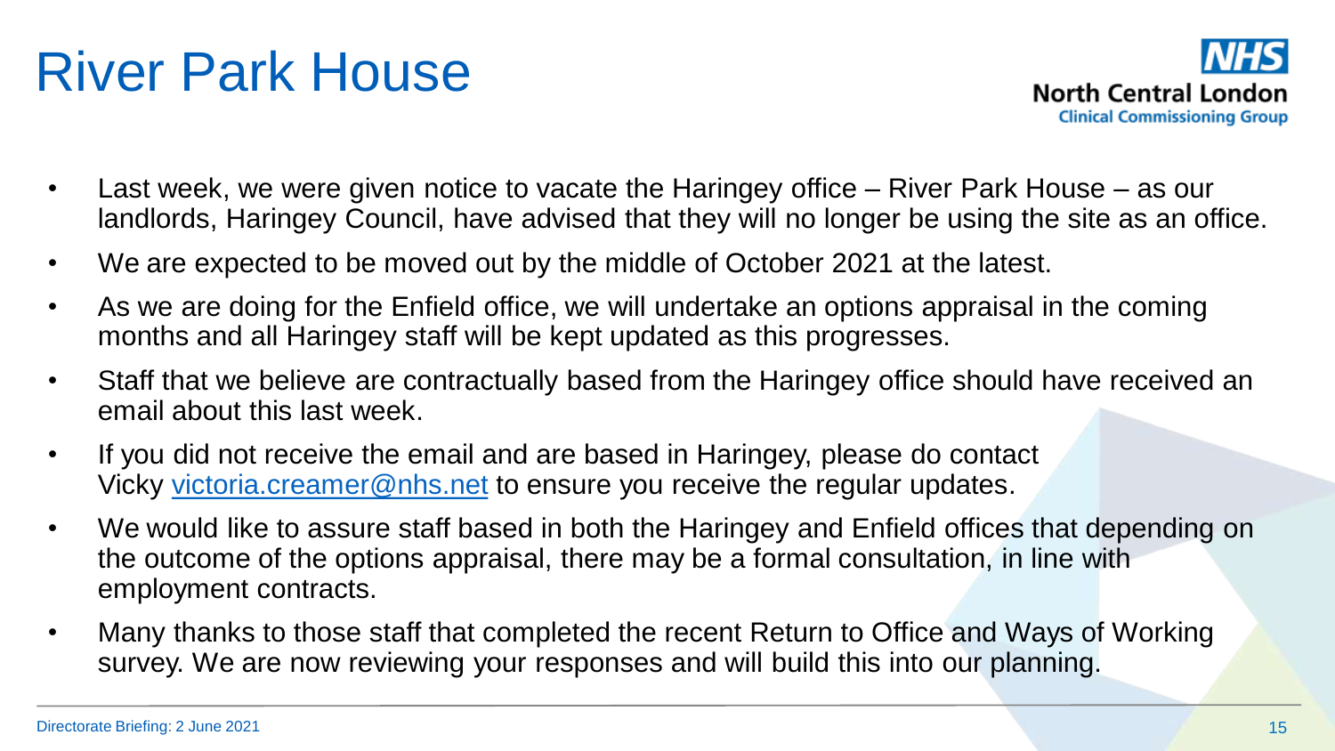# River Park House

- Last week, we were given notice to vacate the Haringey office – River Park House – as our landlords, Haringey Council, have advised that they will no longer be using the site as an office.
- We are expected to be moved out by the middle of October 2021 at the latest.
- As we are doing for the Enfield office, we will undertake an options appraisal in the coming months and all Haringey staff will be kept updated as this progresses.
- Staff that we believe are contractually based from the Haringey office should have received an email about this last week.
- If you did not receive the email and are based in Haringey, please do contact Vicky victoria.creamer@nhs.net to ensure you receive the regular updates.
- We would like to assure staff based in both the Haringey and Enfield offices that depending on the outcome of the options appraisal, there may be a formal consultation, in line with employment contracts.
- Many thanks to those staff that completed the recent Return to Office and Ways of Working survey. We are now reviewing your responses and will build this into our planning.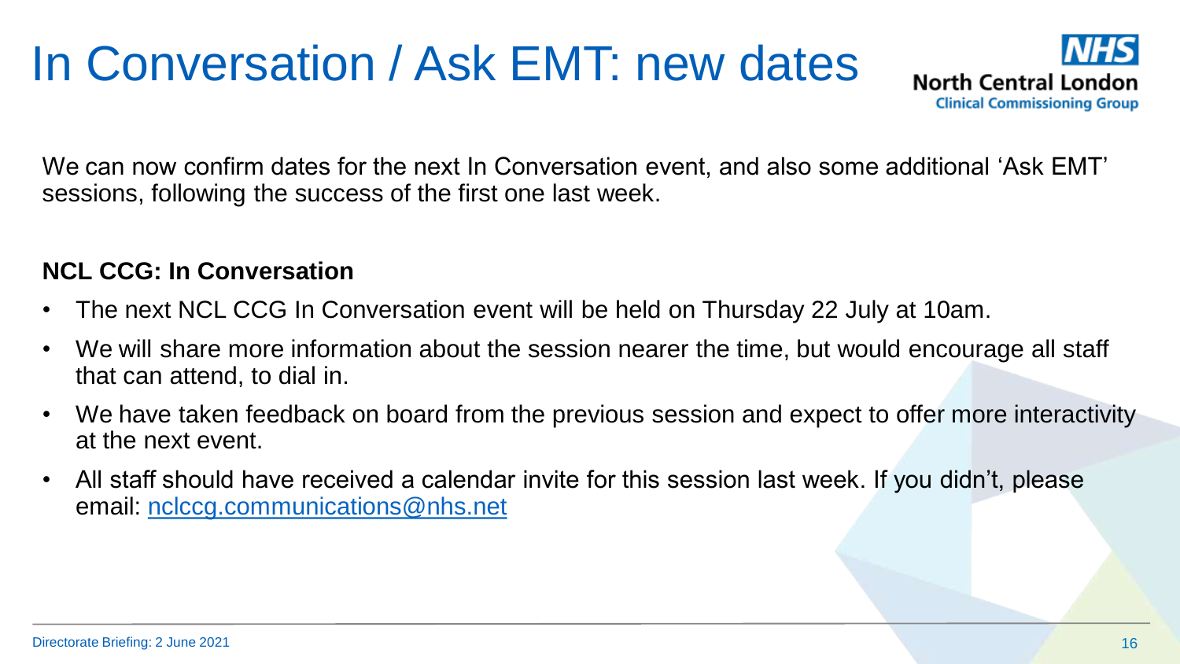# In Conversation / Ask EMT: new dates

NHS North Central London Clinical Commissioning Group

We can now confirm dates for the next In Conversation event, and also some additional 'Ask EMT' sessions, following the success of the first one last week.

**NCL CCG: In Conversation**

- The next NCL CCG In Conversation event will be held on Thursday 22 July at 10am.
- We will share more information about the session nearer the time, but would encourage all staff that can attend, to dial in.
- We have taken feedback on board from the previous session and expect to offer more interactivity at the next event.
- All staff should have received a calendar invite for this session last week. If you didn't, please email: nclccg.communications@nhs.net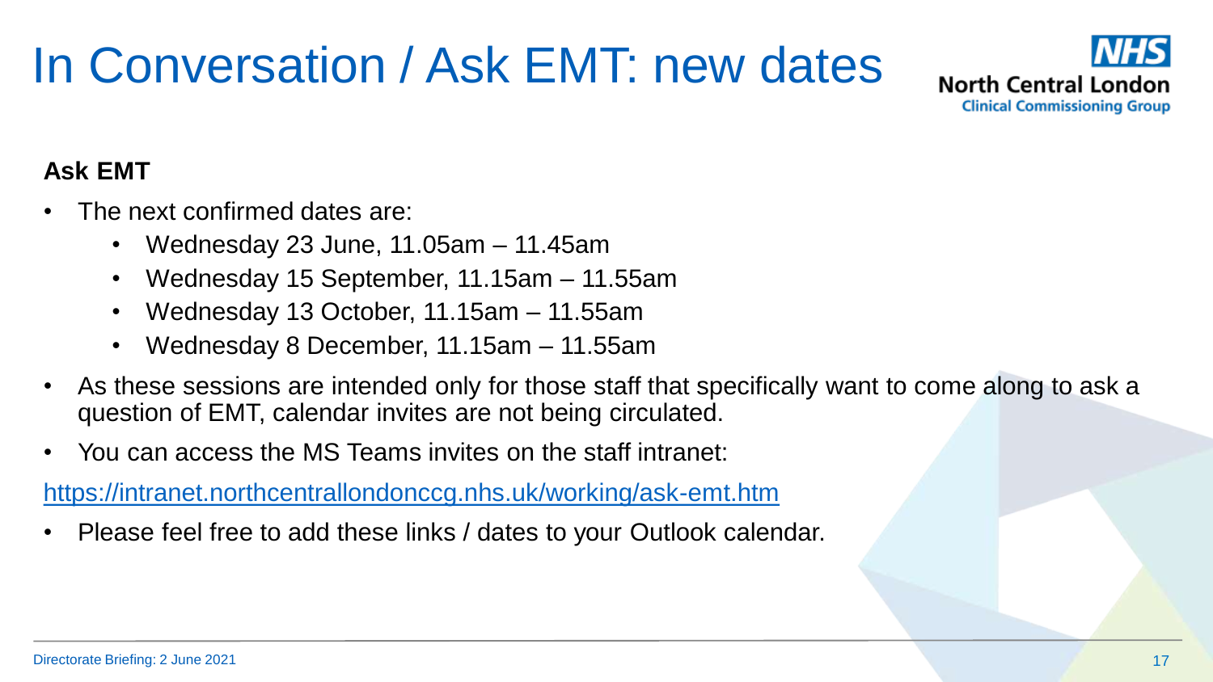# In Conversation / Ask EMT: new dates

**Ask EMT**

- The next confirmed dates are:
  - Wednesday 23 June, 11.05am – 11.45am
  - Wednesday 15 September, 11.15am – 11.55am
  - Wednesday 13 October, 11.15am – 11.55am
  - Wednesday 8 December, 11.15am – 11.55am
- As these sessions are intended only for those staff that specifically want to come along to ask a question of EMT, calendar invites are not being circulated.
- You can access the MS Teams invites on the staff intranet:

https://intranet.northcentrallondonccg.nhs.uk/working/ask-emt.htm

- Please feel free to add these links / dates to your Outlook calendar.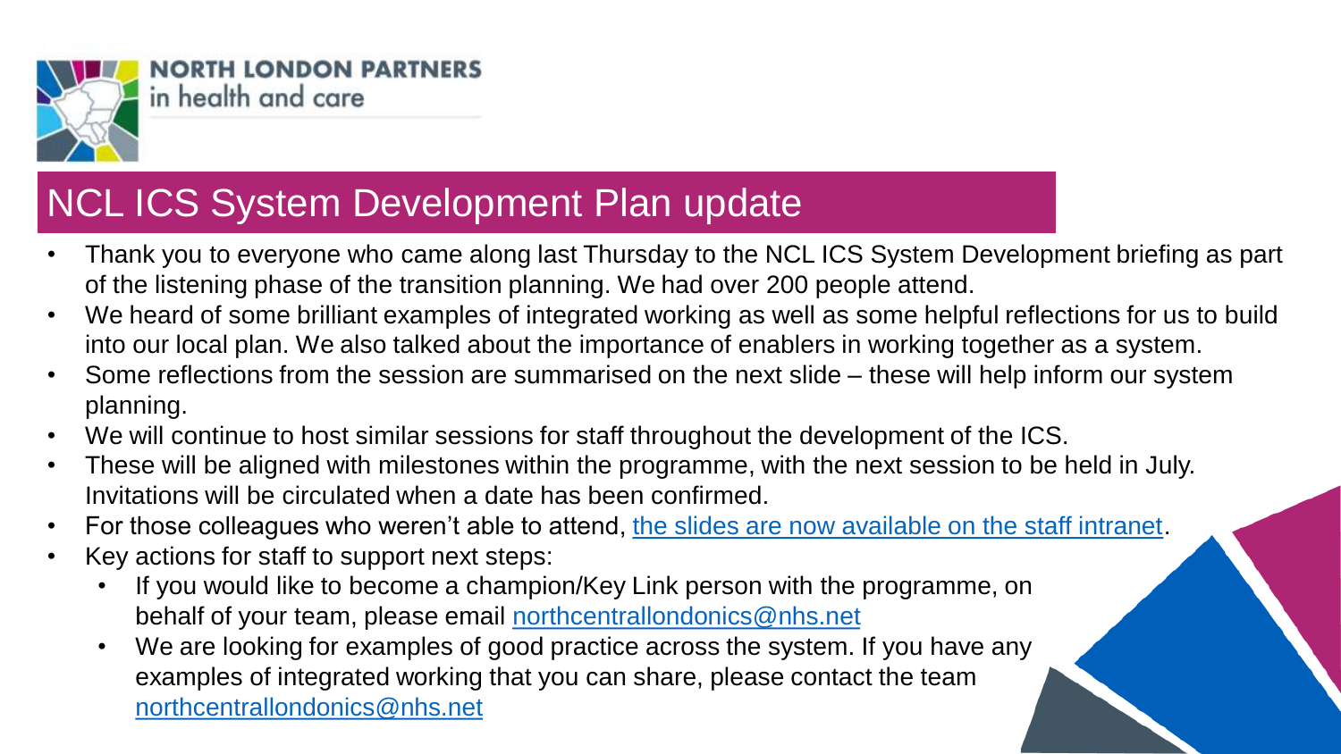**NORTH LONDON PARTNERS**
in health and care

# NCL ICS System Development Plan update

- Thank you to everyone who came along last Thursday to the NCL ICS System Development briefing as part of the listening phase of the transition planning. We had over 200 people attend.
- We heard of some brilliant examples of integrated working as well as some helpful reflections for us to build into our local plan. We also talked about the importance of enablers in working together as a system.
- Some reflections from the session are summarised on the next slide – these will help inform our system planning.
- We will continue to host similar sessions for staff throughout the development of the ICS.
- These will be aligned with milestones within the programme, with the next session to be held in July. Invitations will be circulated when a date has been confirmed.
- For those colleagues who weren't able to attend, the slides are now available on the staff intranet.
- Key actions for staff to support next steps:
  - If you would like to become a champion/Key Link person with the programme, on behalf of your team, please email northcentrallondonics@nhs.net
  - We are looking for examples of good practice across the system. If you have any examples of integrated working that you can share, please contact the team northcentrallondonics@nhs.net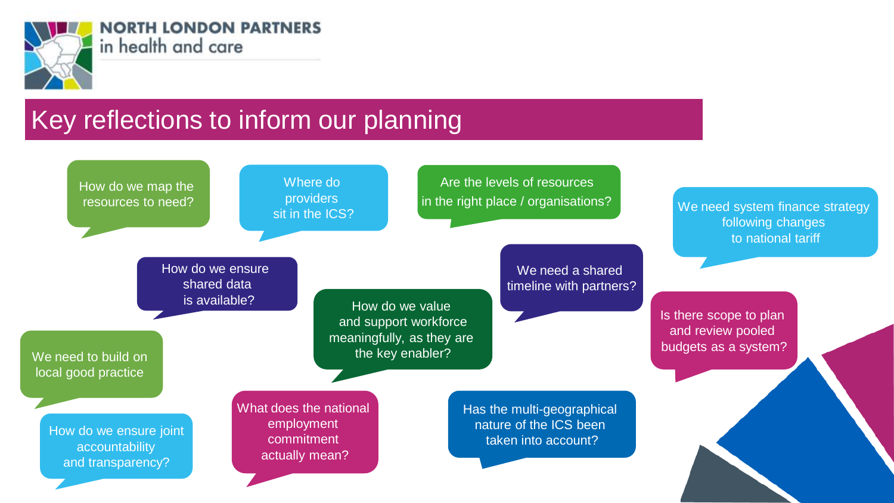# Key reflections to inform our planning

- How do we map the resources to need?
- Where do providers sit in the ICS?
- Are the levels of resources in the right place / organisations?
- We need system finance strategy following changes to national tariff
- How do we ensure shared data is available?
- We need a shared timeline with partners?
- How do we value and support workforce meaningfully, as they are the key enabler?
- Is there scope to plan and review pooled budgets as a system?
- We need to build on local good practice
- How do we ensure joint accountability and transparency?
- What does the national employment commitment actually mean?
- Has the multi-geographical nature of the ICS been taken into account?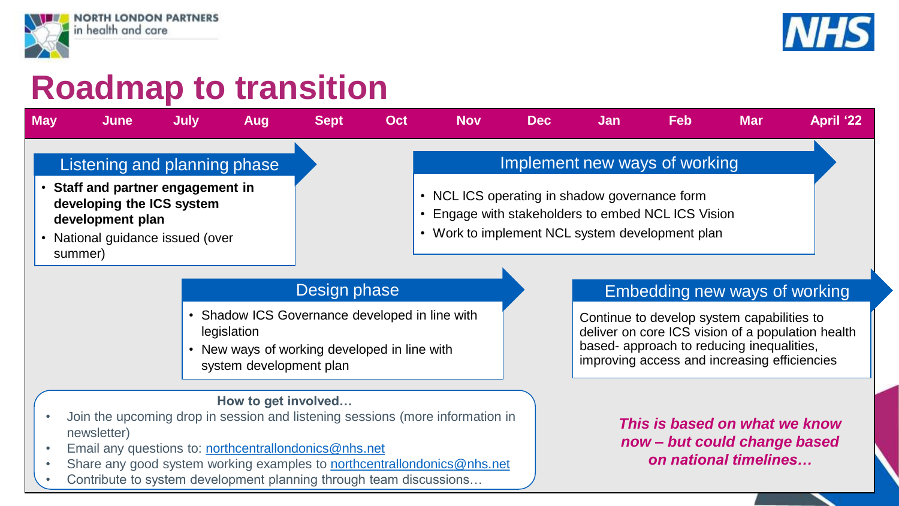# Roadmap to transition

| May | June | July | Aug | Sept | Oct | Nov | Dec | Jan | Feb | Mar | April '22 |
|---|---|---|---|---|---|---|---|---|---|---|---|

## Listening and planning phase

- **Staff and partner engagement in developing the ICS system development plan**
- National guidance issued (over summer)

## Implement new ways of working

- NCL ICS operating in shadow governance form
- Engage with stakeholders to embed NCL ICS Vision
- Work to implement NCL system development plan

## Design phase

- Shadow ICS Governance developed in line with legislation
- New ways of working developed in line with system development plan

## Embedding new ways of working

Continue to develop system capabilities to deliver on core ICS vision of a population health based- approach to reducing inequalities, improving access and increasing efficiencies

**How to get involved…**

- Join the upcoming drop in session and listening sessions (more information in newsletter)
- Email any questions to: northcentrallondonics@nhs.net
- Share any good system working examples to northcentrallondonics@nhs.net
- Contribute to system development planning through team discussions…

***This is based on what we know now – but could change based on national timelines…***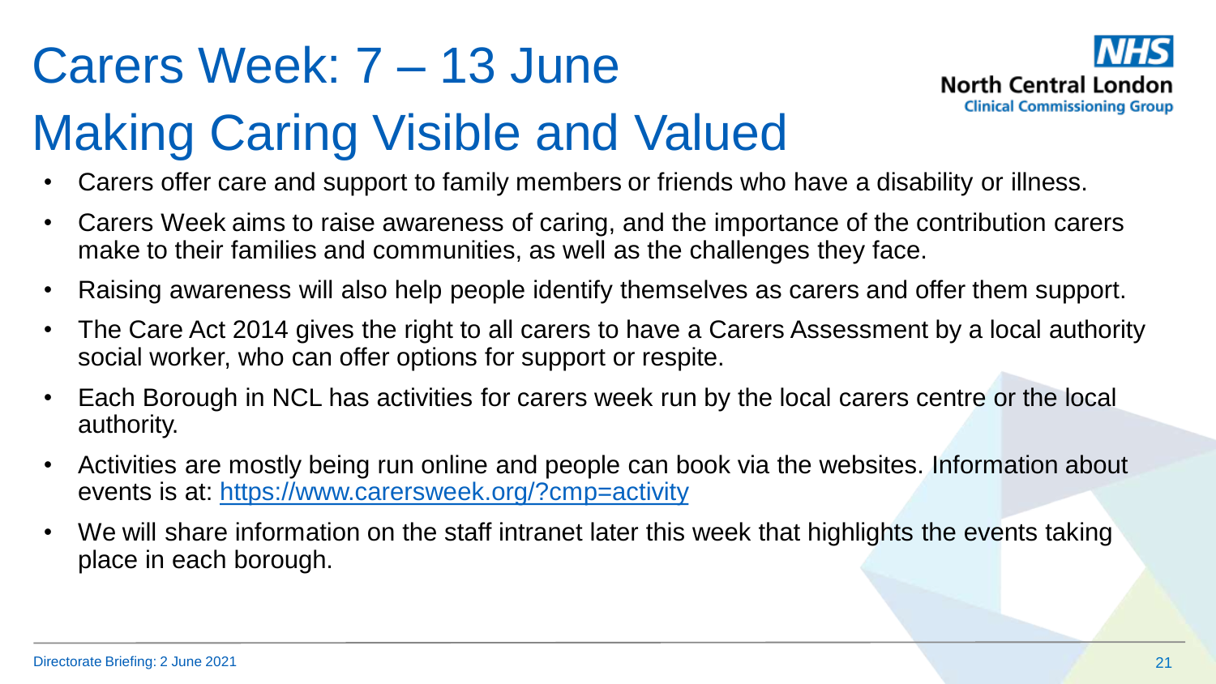# Carers Week: 7 – 13 June
# Making Caring Visible and Valued

NHS North Central London Clinical Commissioning Group

- Carers offer care and support to family members or friends who have a disability or illness.
- Carers Week aims to raise awareness of caring, and the importance of the contribution carers make to their families and communities, as well as the challenges they face.
- Raising awareness will also help people identify themselves as carers and offer them support.
- The Care Act 2014 gives the right to all carers to have a Carers Assessment by a local authority social worker, who can offer options for support or respite.
- Each Borough in NCL has activities for carers week run by the local carers centre or the local authority.
- Activities are mostly being run online and people can book via the websites. Information about events is at: [https://www.carersweek.org/?cmp=activity](https://www.carersweek.org/?cmp=activity)
- We will share information on the staff intranet later this week that highlights the events taking place in each borough.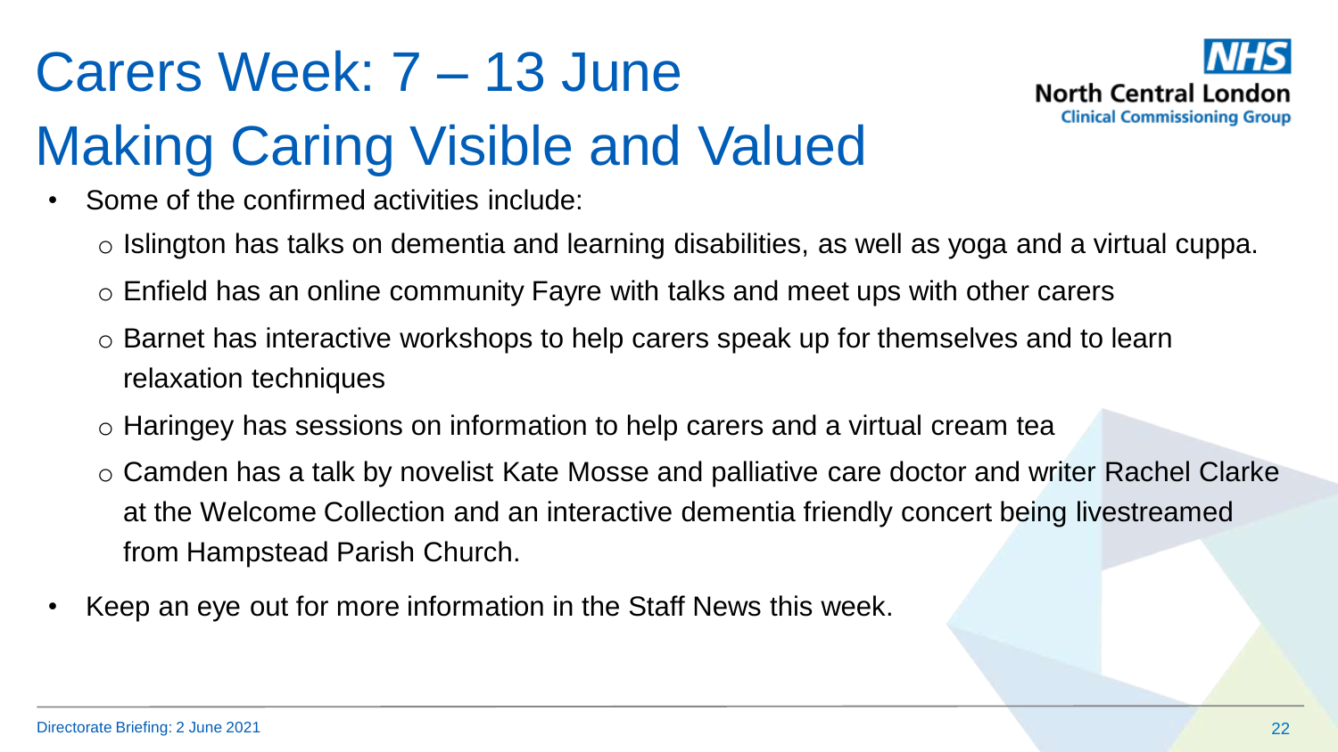# Carers Week: 7 – 13 June
# Making Caring Visible and Valued

- Some of the confirmed activities include:
  - Islington has talks on dementia and learning disabilities, as well as yoga and a virtual cuppa.
  - Enfield has an online community Fayre with talks and meet ups with other carers
  - Barnet has interactive workshops to help carers speak up for themselves and to learn relaxation techniques
  - Haringey has sessions on information to help carers and a virtual cream tea
  - Camden has a talk by novelist Kate Mosse and palliative care doctor and writer Rachel Clarke at the Welcome Collection and an interactive dementia friendly concert being livestreamed from Hampstead Parish Church.
- Keep an eye out for more information in the Staff News this week.